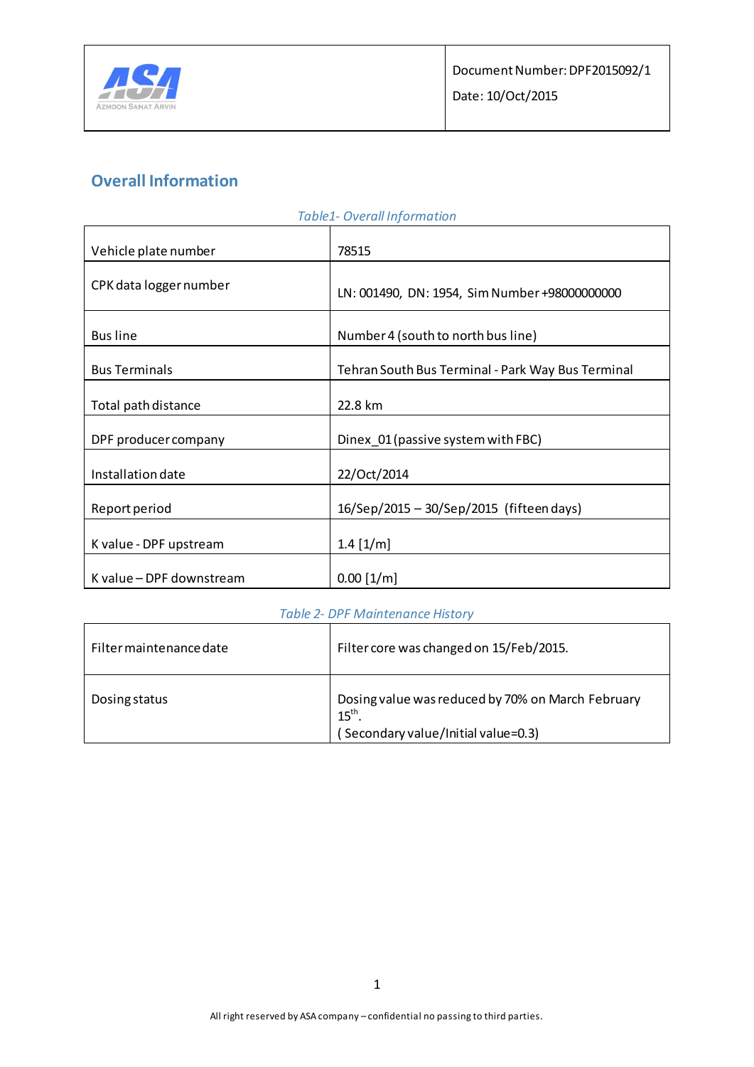| | |
|---|---|
| ASA Azmoon Sanat Arvin | Document Number: DPF2015092/1<br>Date: 10/Oct/2015 |

## Overall Information

*Table1- Overall Information*

| | |
|---|---|
| Vehicle plate number | 78515 |
| CPK data logger number | LN: 001490, DN: 1954, Sim Number +98000000000 |
| Bus line | Number 4 (south to north bus line) |
| Bus Terminals | Tehran South Bus Terminal - Park Way Bus Terminal |
| Total path distance | 22.8 km |
| DPF producer company | Dinex_01 (passive system with FBC) |
| Installation date | 22/Oct/2014 |
| Report period | 16/Sep/2015 – 30/Sep/2015 (fifteen days) |
| K value - DPF upstream | 1.4 [1/m] |
| K value – DPF downstream | 0.00 [1/m] |

*Table 2- DPF Maintenance History*

| | |
|---|---|
| Filter maintenance date | Filter core was changed on 15/Feb/2015. |
| Dosing status | Dosing value was reduced by 70% on March February 15th.<br>( Secondary value/Initial value=0.3) |

All right reserved by ASA company – confidential no passing to third parties.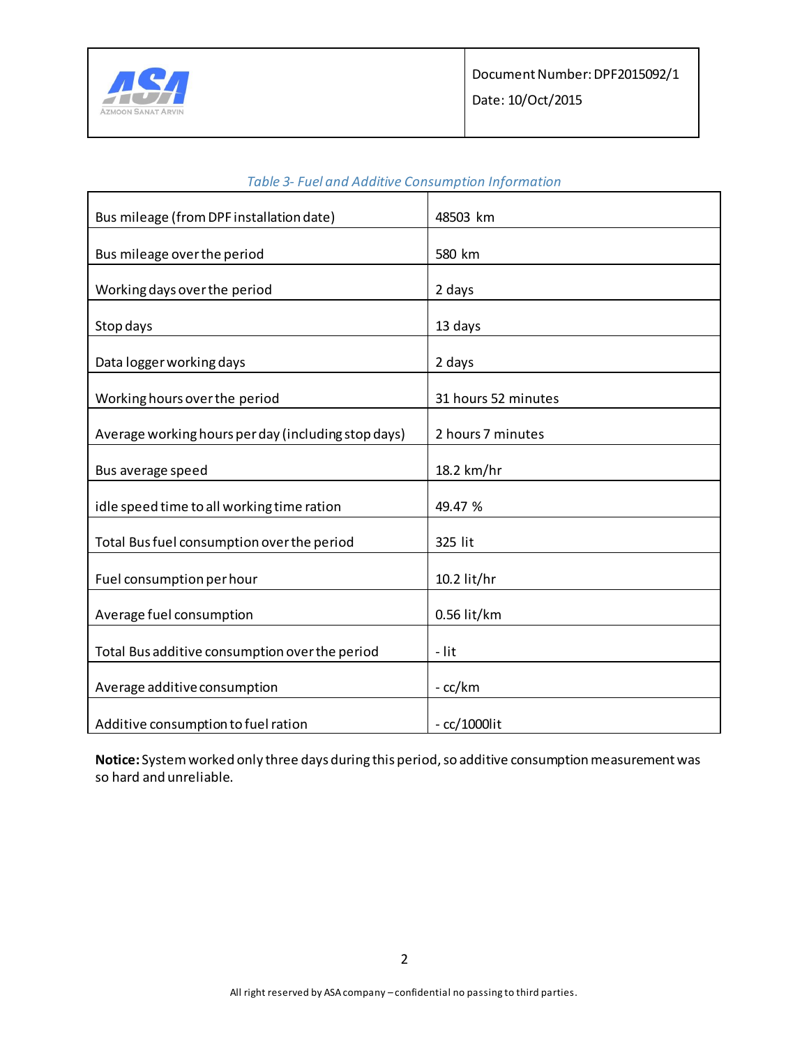*Table 3- Fuel and Additive Consumption Information*

| | |
|---|---|
| Bus mileage (from DPF installation date) | 48503 km |
| Bus mileage over the period | 580 km |
| Working days over the period | 2 days |
| Stop days | 13 days |
| Data logger working days | 2 days |
| Working hours over the period | 31 hours 52 minutes |
| Average working hours per day (including stop days) | 2 hours 7 minutes |
| Bus average speed | 18.2 km/hr |
| idle speed time to all working time ration | 49.47 % |
| Total Bus fuel consumption over the period | 325 lit |
| Fuel consumption per hour | 10.2 lit/hr |
| Average fuel consumption | 0.56 lit/km |
| Total Bus additive consumption over the period | - lit |
| Average additive consumption | - cc/km |
| Additive consumption to fuel ration | - cc/1000lit |

**Notice:** System worked only three days during this period, so additive consumption measurement was so hard and unreliable.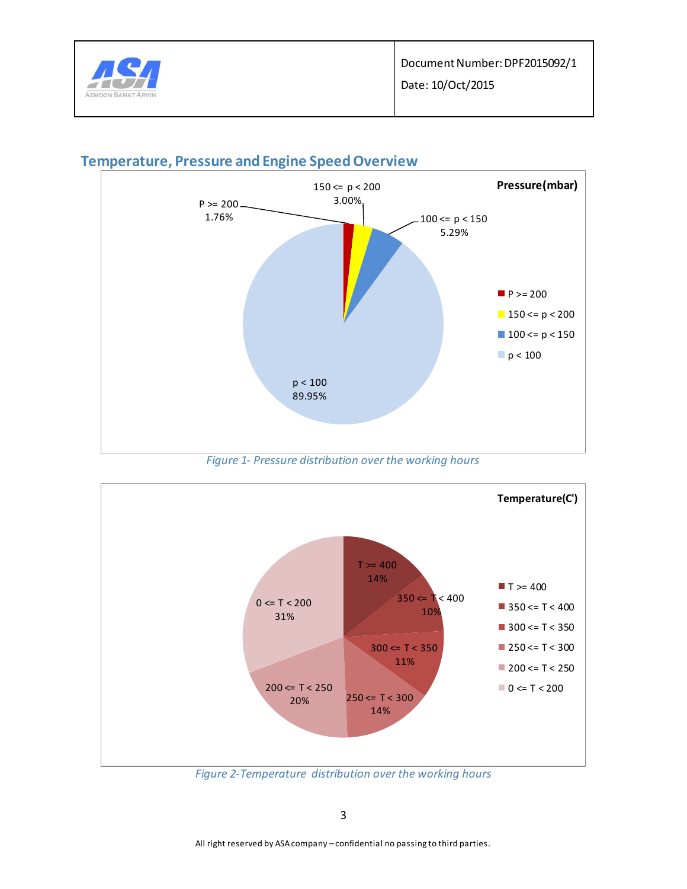## Temperature, Pressure and Engine Speed Overview

Pressure(mbar)

P >= 200
1.76%

150 <= p < 200
3.00%

100 <= p < 150
5.29%

p < 100
89.95%

P >= 200
150 <= p < 200
100 <= p < 150
p < 100

*Figure 1- Pressure distribution over the working hours*

Temperature(C')

T >= 400
14%

350 <= T < 400
10%

300 <= T < 350
11%

250 <= T < 300
14%

200 <= T < 250
20%

0 <= T < 200
31%

T >= 400
350 <= T < 400
300 <= T < 350
250 <= T < 300
200 <= T < 250
0 <= T < 200

*Figure 2-Temperature distribution over the working hours*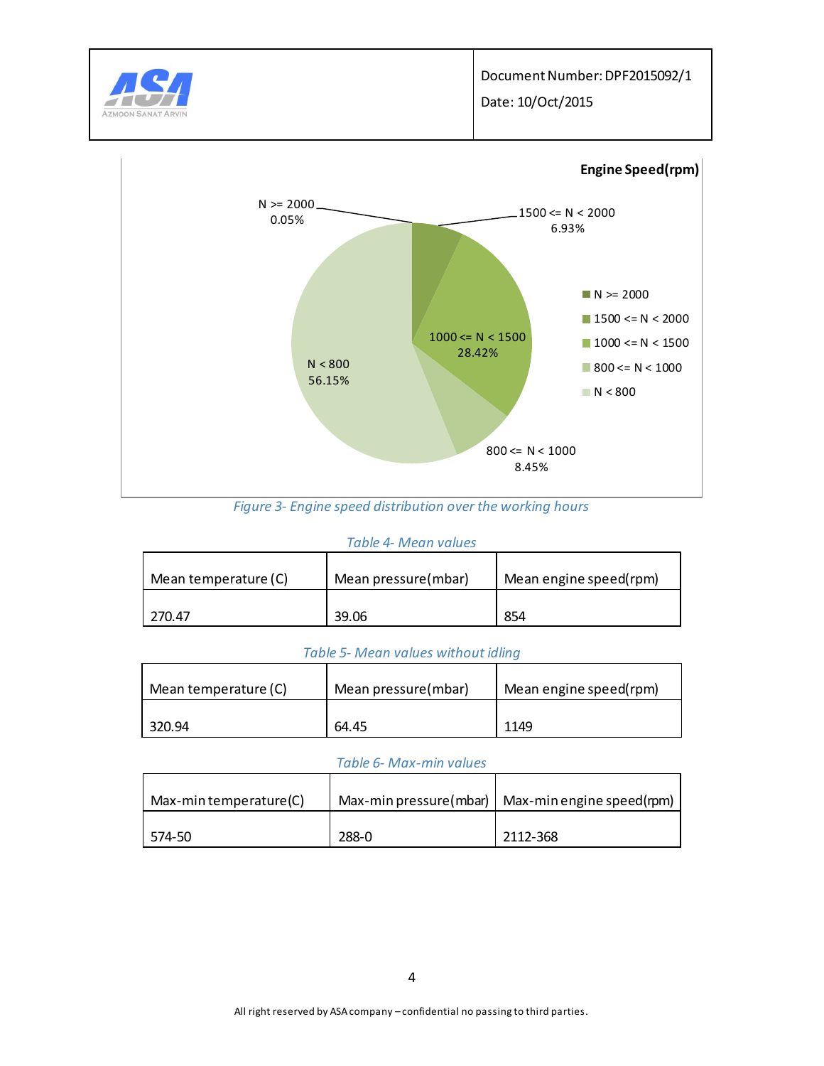Engine Speed(rpm)

N >= 2000
0.05%

1500 <= N < 2000
6.93%

1000 <= N < 1500
28.42%

800 <= N < 1000
8.45%

N < 800
56.15%

N >= 2000
1500 <= N < 2000
1000 <= N < 1500
800 <= N < 1000
N < 800

*Figure 3- Engine speed distribution over the working hours*

*Table 4- Mean values*

| Mean temperature (C) | Mean pressure(mbar) | Mean engine speed(rpm) |
|---|---|---|
| 270.47 | 39.06 | 854 |

*Table 5- Mean values without idling*

| Mean temperature (C) | Mean pressure(mbar) | Mean engine speed(rpm) |
|---|---|---|
| 320.94 | 64.45 | 1149 |

*Table 6- Max-min values*

| Max-min temperature(C) | Max-min pressure(mbar) | Max-min engine speed(rpm) |
|---|---|---|
| 574-50 | 288-0 | 2112-368 |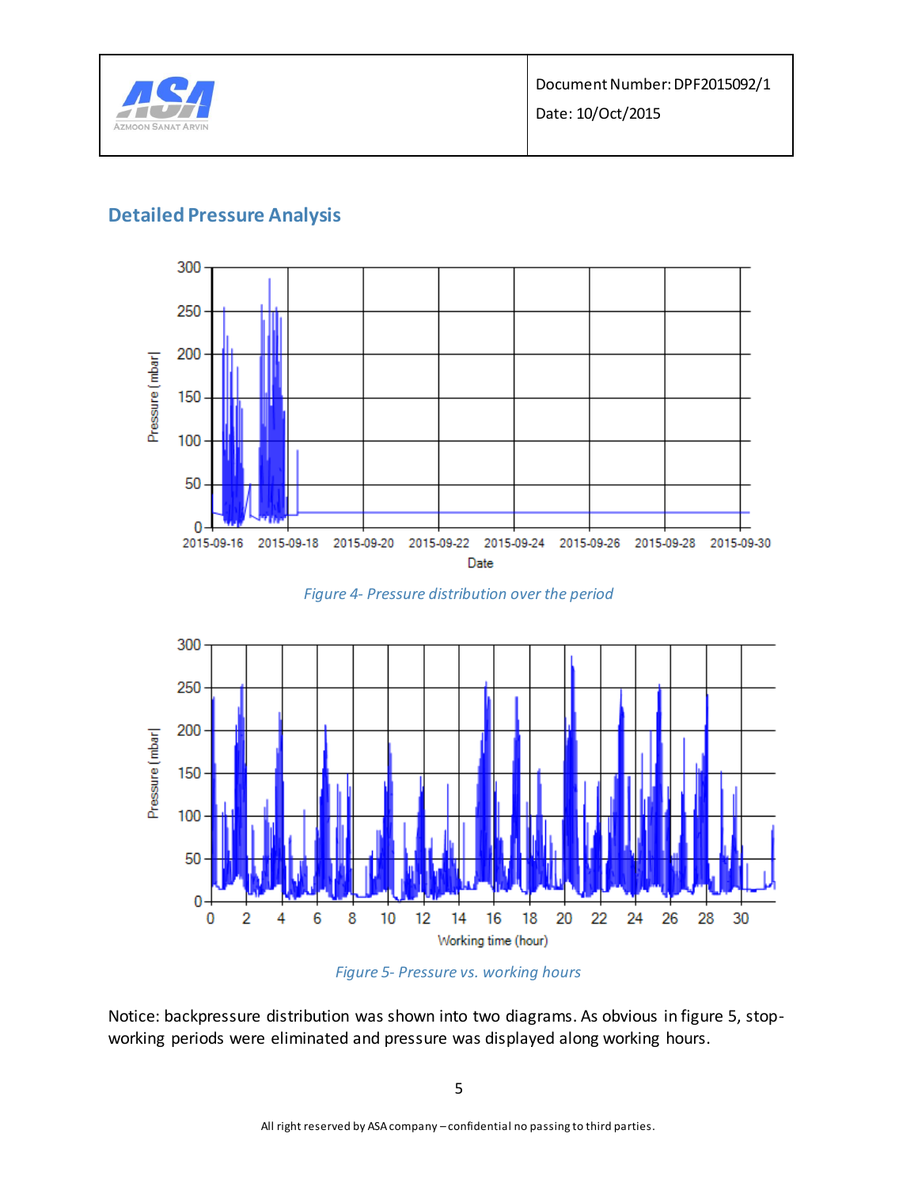## Detailed Pressure Analysis

300
250
200
150
100
50
0
Pressure (mbar)
2015-09-16 2015-09-18 2015-09-20 2015-09-22 2015-09-24 2015-09-26 2015-09-28 2015-09-30
Date

*Figure 4- Pressure distribution over the period*

300
250
200
150
100
50
0
Pressure (mbar)
0 2 4 6 8 10 12 14 16 18 20 22 24 26 28 30
Working time (hour)

*Figure 5- Pressure vs. working hours*

Notice: backpressure distribution was shown into two diagrams. As obvious in figure 5, stop-working periods were eliminated and pressure was displayed along working hours.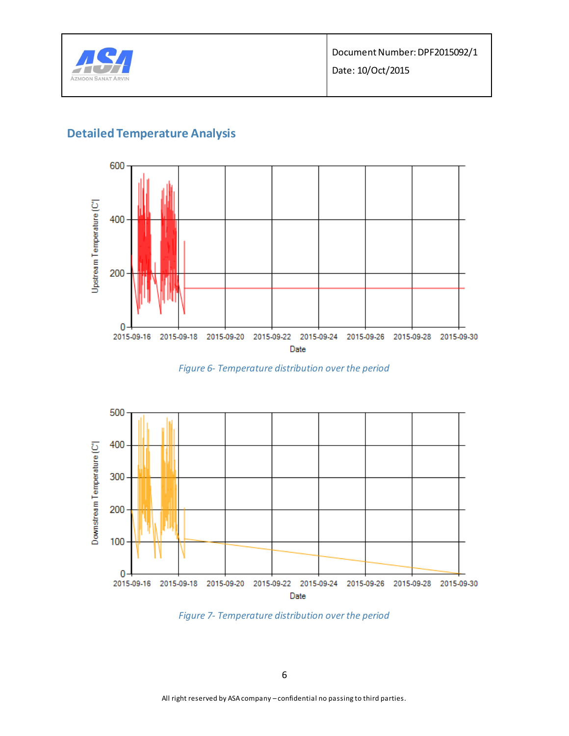## Detailed Temperature Analysis

Upstream Temperature [C']

600
400
200
0

2015-09-16 2015-09-18 2015-09-20 2015-09-22 2015-09-24 2015-09-26 2015-09-28 2015-09-30

Date

*Figure 6- Temperature distribution over the period*

Downstream Temperature [C']

500
400
300
200
100
0

2015-09-16 2015-09-18 2015-09-20 2015-09-22 2015-09-24 2015-09-26 2015-09-28 2015-09-30

Date

*Figure 7- Temperature distribution over the period*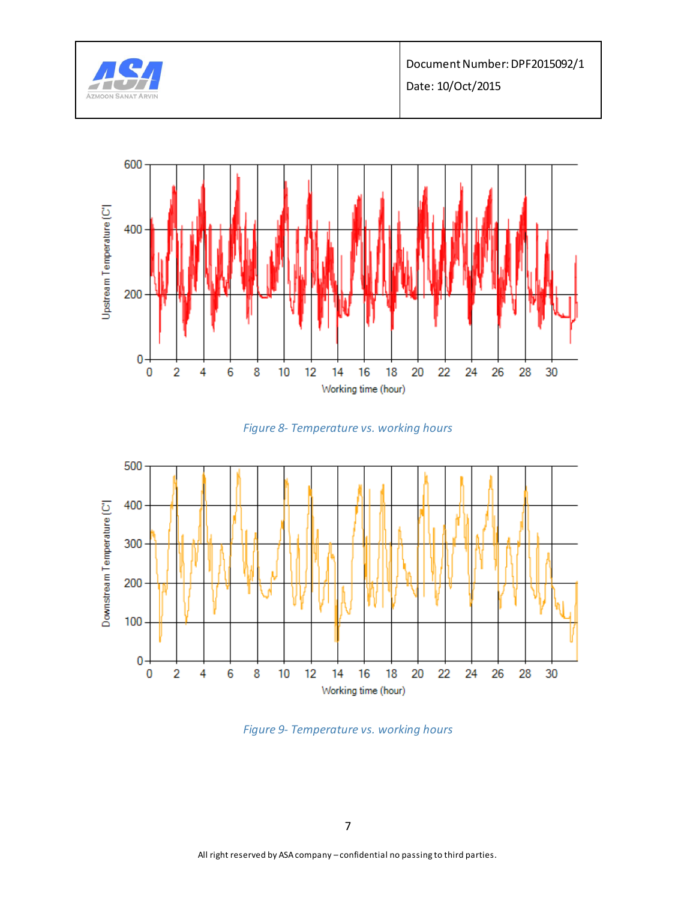600
400
200
0
Upstream Temperature [C']
0 2 4 6 8 10 12 14 16 18 20 22 24 26 28 30
Working time (hour)

*Figure 8- Temperature vs. working hours*

500
400
300
200
100
0
Downstream Temperature [C']
0 2 4 6 8 10 12 14 16 18 20 22 24 26 28 30
Working time (hour)

*Figure 9- Temperature vs. working hours*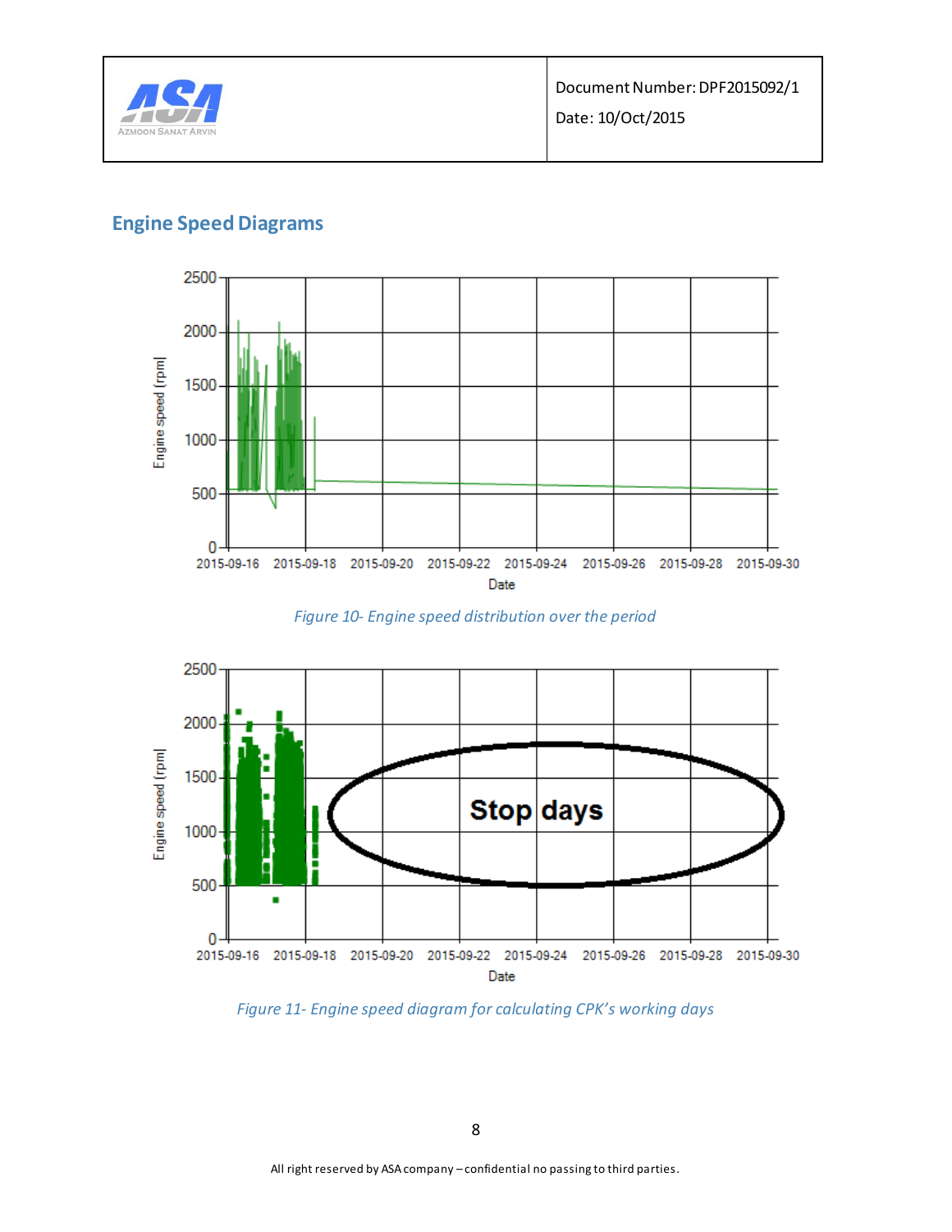## Engine Speed Diagrams

2500
2000
1500
1000
500
0
Engine speed [rpm]
2015-09-16 2015-09-18 2015-09-20 2015-09-22 2015-09-24 2015-09-26 2015-09-28 2015-09-30
Date

*Figure 10- Engine speed distribution over the period*

2500
2000
1500
1000
500
0
Engine speed [rpm]
Stop days
2015-09-16 2015-09-18 2015-09-20 2015-09-22 2015-09-24 2015-09-26 2015-09-28 2015-09-30
Date

*Figure 11- Engine speed diagram for calculating CPK's working days*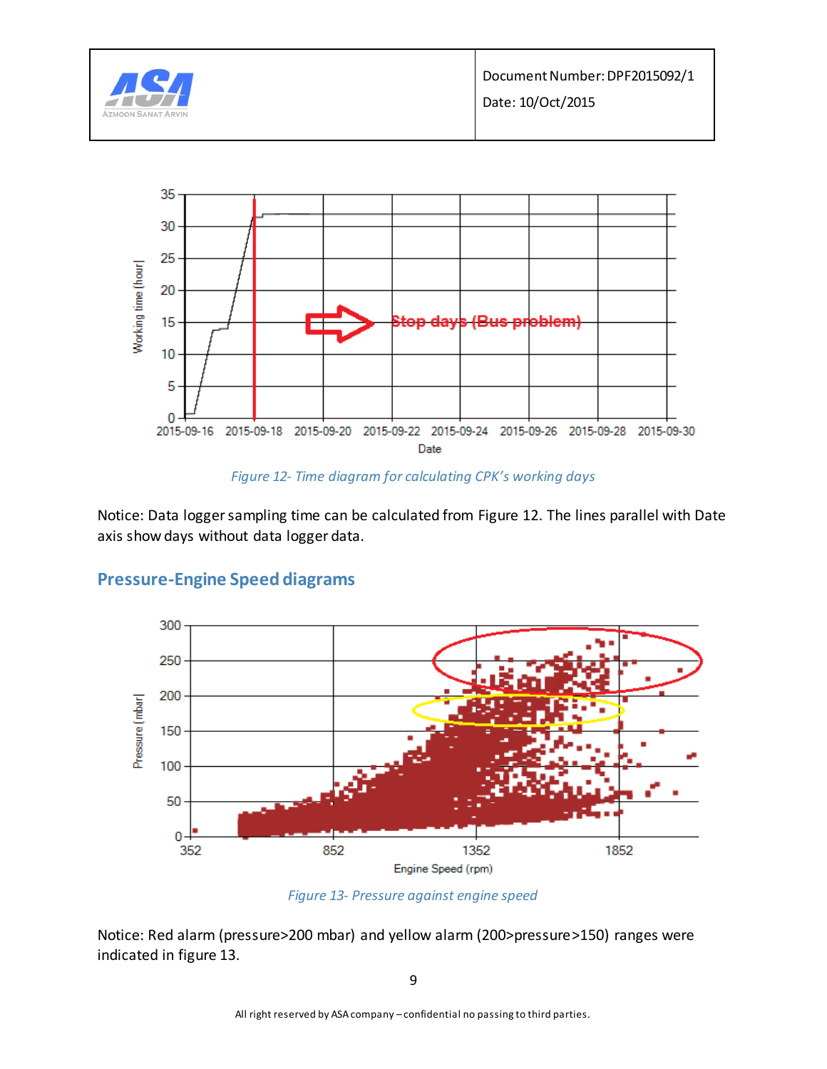35
30
25
20
15
10
5
0

Working time [hour]

2015-09-16 2015-09-18 2015-09-20 2015-09-22 2015-09-24 2015-09-26 2015-09-28 2015-09-30

Date

Stop days (Bus problem)

*Figure 12- Time diagram for calculating CPK's working days*

Notice: Data logger sampling time can be calculated from Figure 12. The lines parallel with Date axis show days without data logger data.

## Pressure-Engine Speed diagrams

300
250
200
150
100
50
0

Pressure [mbar]

352 852 1352 1852

Engine Speed (rpm)

*Figure 13- Pressure against engine speed*

Notice: Red alarm (pressure>200 mbar) and yellow alarm (200>pressure>150) ranges were indicated in figure 13.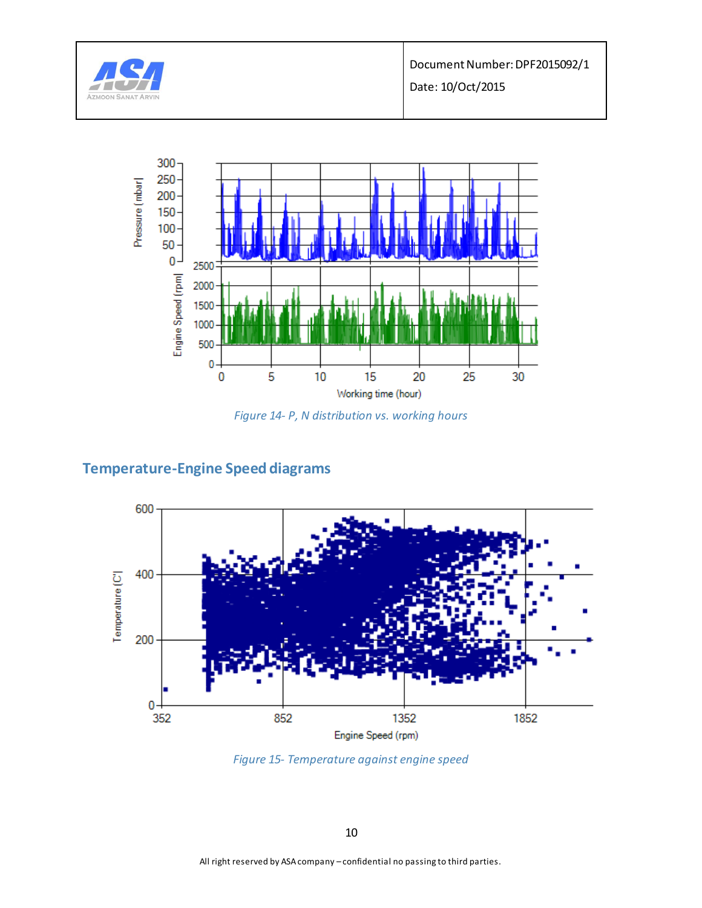Pressure (mbar)
300
250
200
150
100
50
0

Engine Speed (rpm)
2500
2000
1500
1000
500
0

0 5 10 15 20 25 30
Working time (hour)

*Figure 14- P, N distribution vs. working hours*

## Temperature-Engine Speed diagrams

Temperature [C']
600
400
200
0

352 852 1352 1852
Engine Speed (rpm)

*Figure 15- Temperature against engine speed*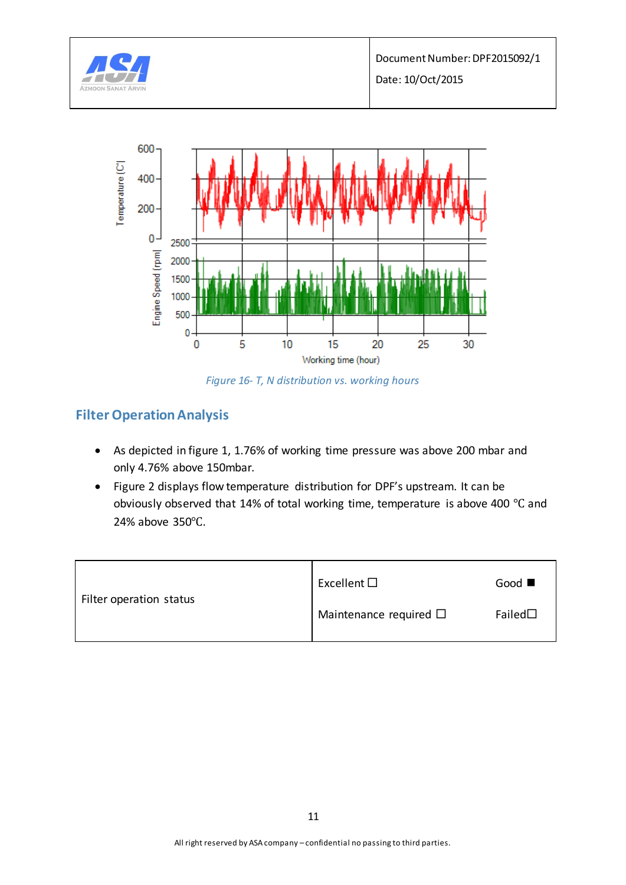Temperature [C']

600
400
200
0

Engine Speed [rpm]

2500
2000
1500
1000
500
0

0 5 10 15 20 25 30

Working time (hour)

*Figure 16- T, N distribution vs. working hours*

## Filter Operation Analysis

- As depicted in figure 1, 1.76% of working time pressure was above 200 mbar and only 4.76% above 150mbar.
- Figure 2 displays flow temperature distribution for DPF's upstream. It can be obviously observed that 14% of total working time, temperature is above 400 °C and 24% above 350°C.

| | | |
|---|---|---|
| Filter operation status | Excellent ☐ | Good ■ |
| | Maintenance required ☐ | Failed☐ |